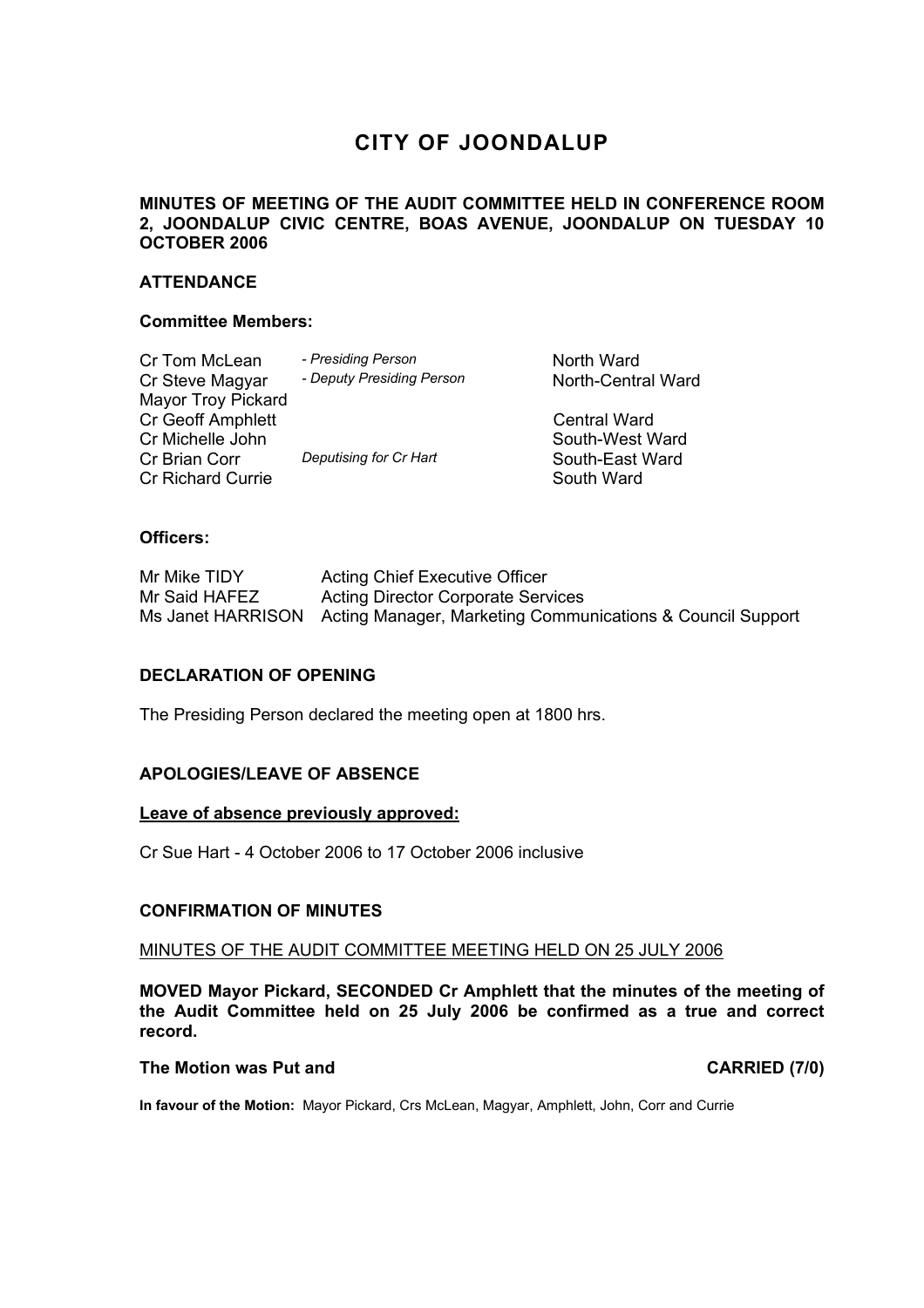# CITY OF JOONDALUP

**MINUTES OF MEETING OF THE AUDIT COMMITTEE HELD IN CONFERENCE ROOM 2, JOONDALUP CIVIC CENTRE, BOAS AVENUE, JOONDALUP ON TUESDAY 10 OCTOBER 2006**

## ATTENDANCE

### Committee Members:

| | | |
|---|---|---|
| Cr Tom McLean | *- Presiding Person* | North Ward |
| Cr Steve Magyar | *- Deputy Presiding Person* | North-Central Ward |
| Mayor Troy Pickard | | |
| Cr Geoff Amphlett | | Central Ward |
| Cr Michelle John | | South-West Ward |
| Cr Brian Corr | *Deputising for Cr Hart* | South-East Ward |
| Cr Richard Currie | | South Ward |

### Officers:

| | |
|---|---|
| Mr Mike TIDY | Acting Chief Executive Officer |
| Mr Said HAFEZ | Acting Director Corporate Services |
| Ms Janet HARRISON | Acting Manager, Marketing Communications & Council Support |

## DECLARATION OF OPENING

The Presiding Person declared the meeting open at 1800 hrs.

## APOLOGIES/LEAVE OF ABSENCE

**Leave of absence previously approved:**

Cr Sue Hart - 4 October 2006 to 17 October 2006 inclusive

## CONFIRMATION OF MINUTES

MINUTES OF THE AUDIT COMMITTEE MEETING HELD ON 25 JULY 2006

**MOVED Mayor Pickard, SECONDED Cr Amphlett that the minutes of the meeting of the Audit Committee held on 25 July 2006 be confirmed as a true and correct record.**

**The Motion was Put and CARRIED (7/0)**

**In favour of the Motion:** Mayor Pickard, Crs McLean, Magyar, Amphlett, John, Corr and Currie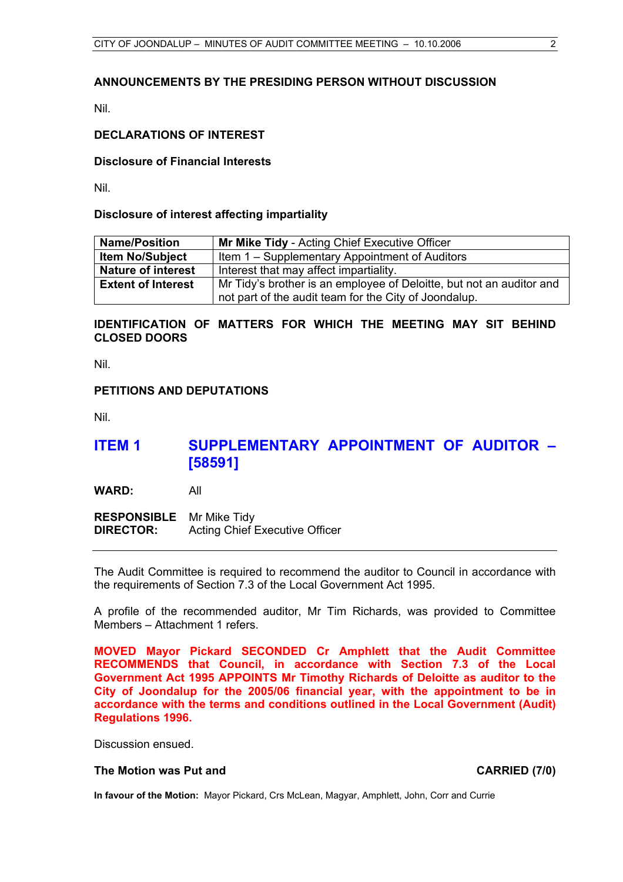## ANNOUNCEMENTS BY THE PRESIDING PERSON WITHOUT DISCUSSION

Nil.

## DECLARATIONS OF INTEREST

### Disclosure of Financial Interests

Nil.

### Disclosure of interest affecting impartiality

| **Name/Position** | **Mr Mike Tidy** - Acting Chief Executive Officer |
|---|---|
| **Item No/Subject** | Item 1 – Supplementary Appointment of Auditors |
| **Nature of interest** | Interest that may affect impartiality. |
| **Extent of Interest** | Mr Tidy's brother is an employee of Deloitte, but not an auditor and not part of the audit team for the City of Joondalup. |

## IDENTIFICATION OF MATTERS FOR WHICH THE MEETING MAY SIT BEHIND CLOSED DOORS

Nil.

## PETITIONS AND DEPUTATIONS

Nil.

# ITEM 1 SUPPLEMENTARY APPOINTMENT OF AUDITOR – [58591]

**WARD:** All

**RESPONSIBLE DIRECTOR:** Mr Mike Tidy
Acting Chief Executive Officer

---

The Audit Committee is required to recommend the auditor to Council in accordance with the requirements of Section 7.3 of the Local Government Act 1995.

A profile of the recommended auditor, Mr Tim Richards, was provided to Committee Members – Attachment 1 refers.

**MOVED Mayor Pickard SECONDED Cr Amphlett that the Audit Committee RECOMMENDS that Council, in accordance with Section 7.3 of the Local Government Act 1995 APPOINTS Mr Timothy Richards of Deloitte as auditor to the City of Joondalup for the 2005/06 financial year, with the appointment to be in accordance with the terms and conditions outlined in the Local Government (Audit) Regulations 1996.**

Discussion ensued.

**The Motion was Put and CARRIED (7/0)**

**In favour of the Motion:** Mayor Pickard, Crs McLean, Magyar, Amphlett, John, Corr and Currie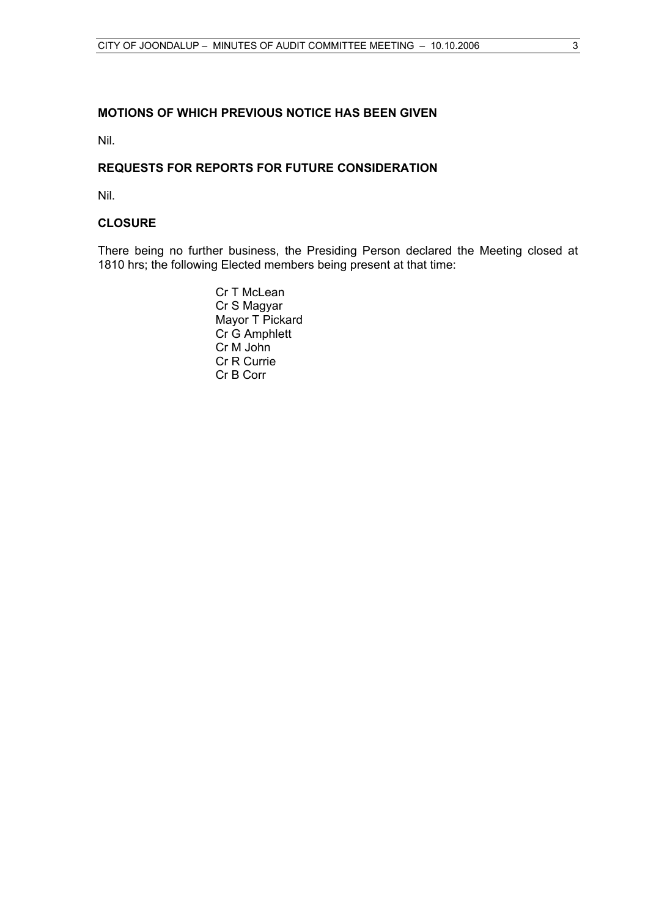## MOTIONS OF WHICH PREVIOUS NOTICE HAS BEEN GIVEN

Nil.

## REQUESTS FOR REPORTS FOR FUTURE CONSIDERATION

Nil.

## CLOSURE

There being no further business, the Presiding Person declared the Meeting closed at 1810 hrs; the following Elected members being present at that time:

Cr T McLean
Cr S Magyar
Mayor T Pickard
Cr G Amphlett
Cr M John
Cr R Currie
Cr B Corr